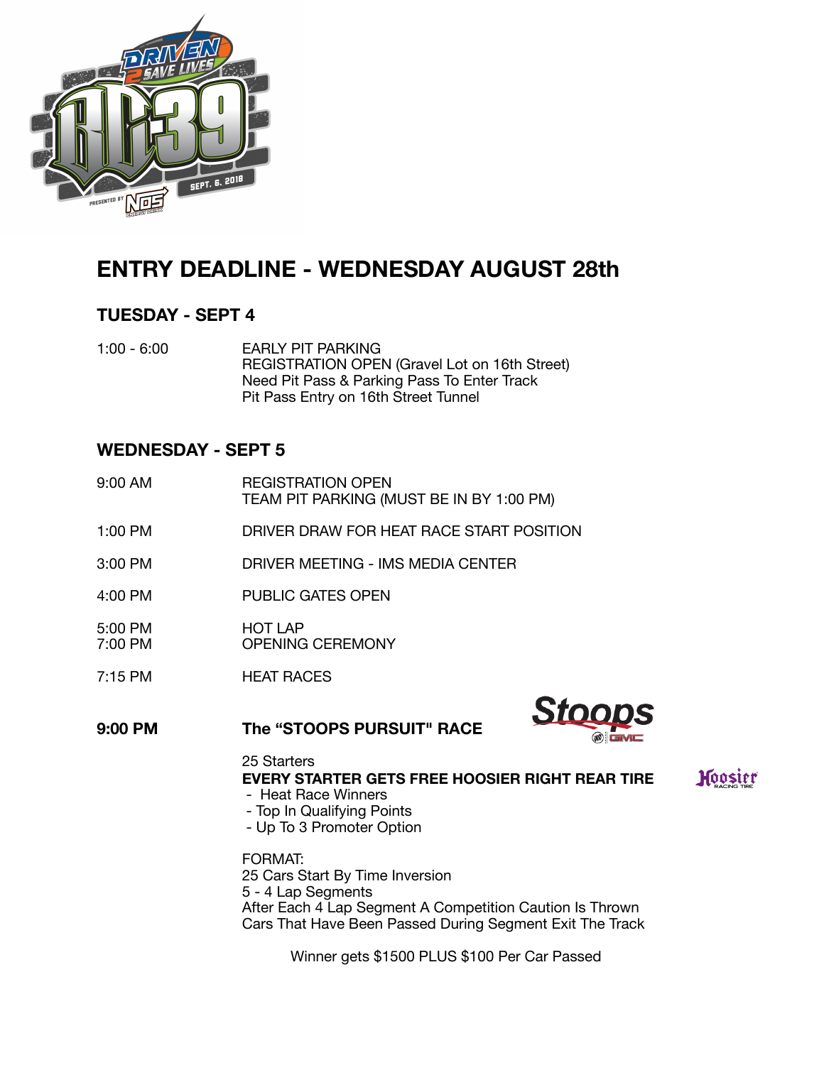## ENTRY DEADLINE - WEDNESDAY AUGUST 28th

### TUESDAY - SEPT 4

1:00 - 6:00
EARLY PIT PARKING
REGISTRATION OPEN (Gravel Lot on 16th Street)
Need Pit Pass & Parking Pass To Enter Track
Pit Pass Entry on 16th Street Tunnel

### WEDNESDAY - SEPT 5

9:00 AM
REGISTRATION OPEN
TEAM PIT PARKING (MUST BE IN BY 1:00 PM)

1:00 PM
DRIVER DRAW FOR HEAT RACE START POSITION

3:00 PM
DRIVER MEETING - IMS MEDIA CENTER

4:00 PM
PUBLIC GATES OPEN

5:00 PM
HOT LAP

7:00 PM
OPENING CEREMONY

7:15 PM
HEAT RACES

**9:00 PM** **The "STOOPS PURSUIT" RACE**

25 Starters

**EVERY STARTER GETS FREE HOOSIER RIGHT REAR TIRE**

- Heat Race Winners
- Top In Qualifying Points
- Up To 3 Promoter Option

FORMAT:
25 Cars Start By Time Inversion
5 - 4 Lap Segments
After Each 4 Lap Segment A Competition Caution Is Thrown
Cars That Have Been Passed During Segment Exit The Track

Winner gets $1500 PLUS $100 Per Car Passed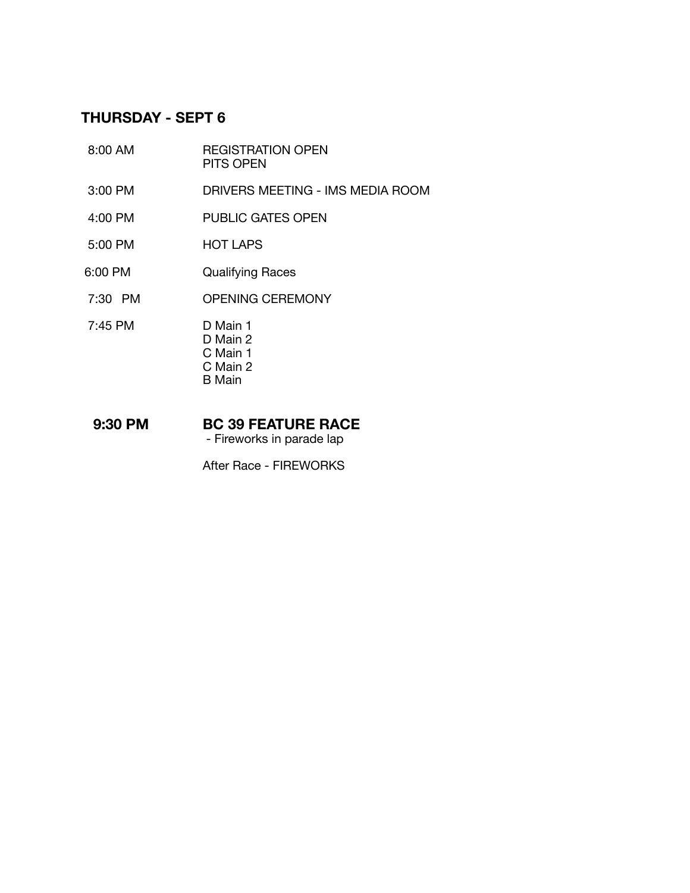## THURSDAY - SEPT 6

| | |
|---|---|
| 8:00 AM | REGISTRATION OPEN<br>PITS OPEN |
| 3:00 PM | DRIVERS MEETING - IMS MEDIA ROOM |
| 4:00 PM | PUBLIC GATES OPEN |
| 5:00 PM | HOT LAPS |
| 6:00 PM | Qualifying Races |
| 7:30 PM | OPENING CEREMONY |
| 7:45 PM | D Main 1<br>D Main 2<br>C Main 1<br>C Main 2<br>B Main |
| **9:30 PM** | **BC 39 FEATURE RACE**<br>- Fireworks in parade lap<br><br>After Race - FIREWORKS |